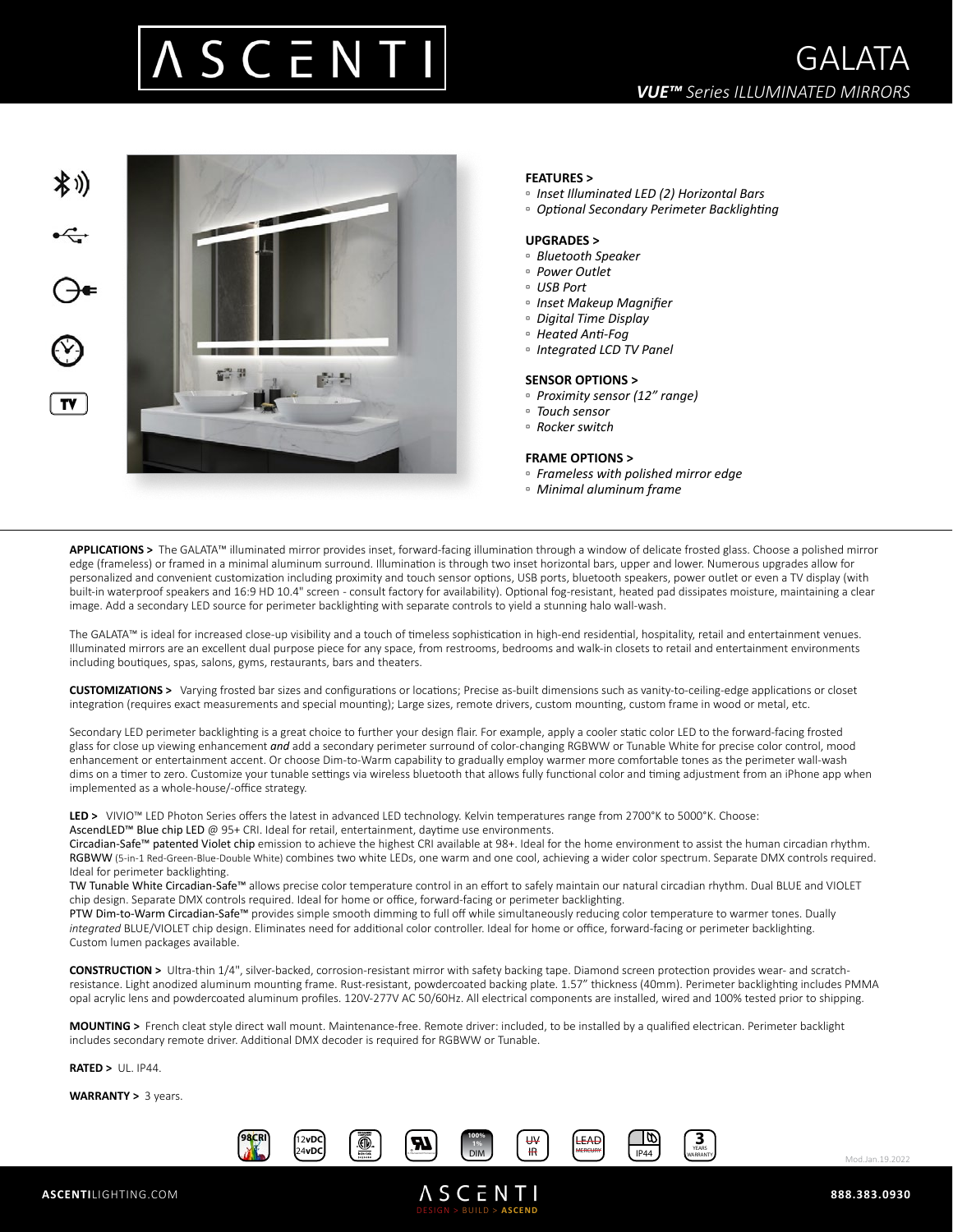# GALATA

*VUE™ Series ILLUMINATED MIRRORS*

**FEATURES >**

- *Inset Illuminated LED (2) Horizontal Bars*
- *Optional Secondary Perimeter Backlighting*

**UPGRADES >**

- *Bluetooth Speaker*
- *Power Outlet*
- *USB Port*
- *Inset Makeup Magnifier*
- *Digital Time Display*
- *Heated Anti-Fog*
- *Integrated LCD TV Panel*

**SENSOR OPTIONS >**

- *Proximity sensor (12" range)*
- *Touch sensor*
- *Rocker switch*

**FRAME OPTIONS >**

- *Frameless with polished mirror edge*
- *Minimal aluminum frame*

**APPLICATIONS >** The GALATA™ illuminated mirror provides inset, forward-facing illumination through a window of delicate frosted glass. Choose a polished mirror edge (frameless) or framed in a minimal aluminum surround. Illumination is through two inset horizontal bars, upper and lower. Numerous upgrades allow for personalized and convenient customization including proximity and touch sensor options, USB ports, bluetooth speakers, power outlet or even a TV display (with built-in waterproof speakers and 16:9 HD 10.4" screen - consult factory for availability). Optional fog-resistant, heated pad dissipates moisture, maintaining a clear image. Add a secondary LED source for perimeter backlighting with separate controls to yield a stunning halo wall-wash.

The GALATA™ is ideal for increased close-up visibility and a touch of timeless sophistication in high-end residential, hospitality, retail and entertainment venues. Illuminated mirrors are an excellent dual purpose piece for any space, from restrooms, bedrooms and walk-in closets to retail and entertainment environments including boutiques, spas, salons, gyms, restaurants, bars and theaters.

**CUSTOMIZATIONS >** Varying frosted bar sizes and configurations or locations; Precise as-built dimensions such as vanity-to-ceiling-edge applications or closet integration (requires exact measurements and special mounting); Large sizes, remote drivers, custom mounting, custom frame in wood or metal, etc.

Secondary LED perimeter backlighting is a great choice to further your design flair. For example, apply a cooler static color LED to the forward-facing frosted glass for close up viewing enhancement ***and*** add a secondary perimeter surround of color-changing RGBWW or Tunable White for precise color control, mood enhancement or entertainment accent. Or choose Dim-to-Warm capability to gradually employ warmer more comfortable tones as the perimeter wall-wash dims on a timer to zero. Customize your tunable settings via wireless bluetooth that allows fully functional color and timing adjustment from an iPhone app when implemented as a whole-house/-office strategy.

**LED >** VIVIO™ LED Photon Series offers the latest in advanced LED technology. Kelvin temperatures range from 2700°K to 5000°K. Choose:
AscendLED™ Blue chip LED @ 95+ CRI. Ideal for retail, entertainment, daytime use environments.
Circadian-Safe™ patented Violet chip emission to achieve the highest CRI available at 98+. Ideal for the home environment to assist the human circadian rhythm.
RGBWW (5-in-1 Red-Green-Blue-Double White) combines two white LEDs, one warm and one cool, achieving a wider color spectrum. Separate DMX controls required. Ideal for perimeter backlighting.
TW Tunable White Circadian-Safe™ allows precise color temperature control in an effort to safely maintain our natural circadian rhythm. Dual BLUE and VIOLET chip design. Separate DMX controls required. Ideal for home or office, forward-facing or perimeter backlighting.
PTW Dim-to-Warm Circadian-Safe™ provides simple smooth dimming to full off while simultaneously reducing color temperature to warmer tones. Dually *integrated* BLUE/VIOLET chip design. Eliminates need for additional color controller. Ideal for home or office, forward-facing or perimeter backlighting.
Custom lumen packages available.

**CONSTRUCTION >** Ultra-thin 1/4", silver-backed, corrosion-resistant mirror with safety backing tape. Diamond screen protection provides wear- and scratch-resistance. Light anodized aluminum mounting frame. Rust-resistant, powdercoated backing plate. 1.57" thickness (40mm). Perimeter backlighting includes PMMA opal acrylic lens and powdercoated aluminum profiles. 120V-277V AC 50/60Hz. All electrical components are installed, wired and 100% tested prior to shipping.

**MOUNTING >** French cleat style direct wall mount. Maintenance-free. Remote driver: included, to be installed by a qualified electrican. Perimeter backlight includes secondary remote driver. Additional DMX decoder is required for RGBWW or Tunable.

**RATED >** UL. IP44.

**WARRANTY >** 3 years.

98CRI | 12vDC 24vDC | 100% 1% DIM | UV IR | LEAD MERCURY | IP44 | 3 YEARS WARRANTY

Mod.Jan.19.2022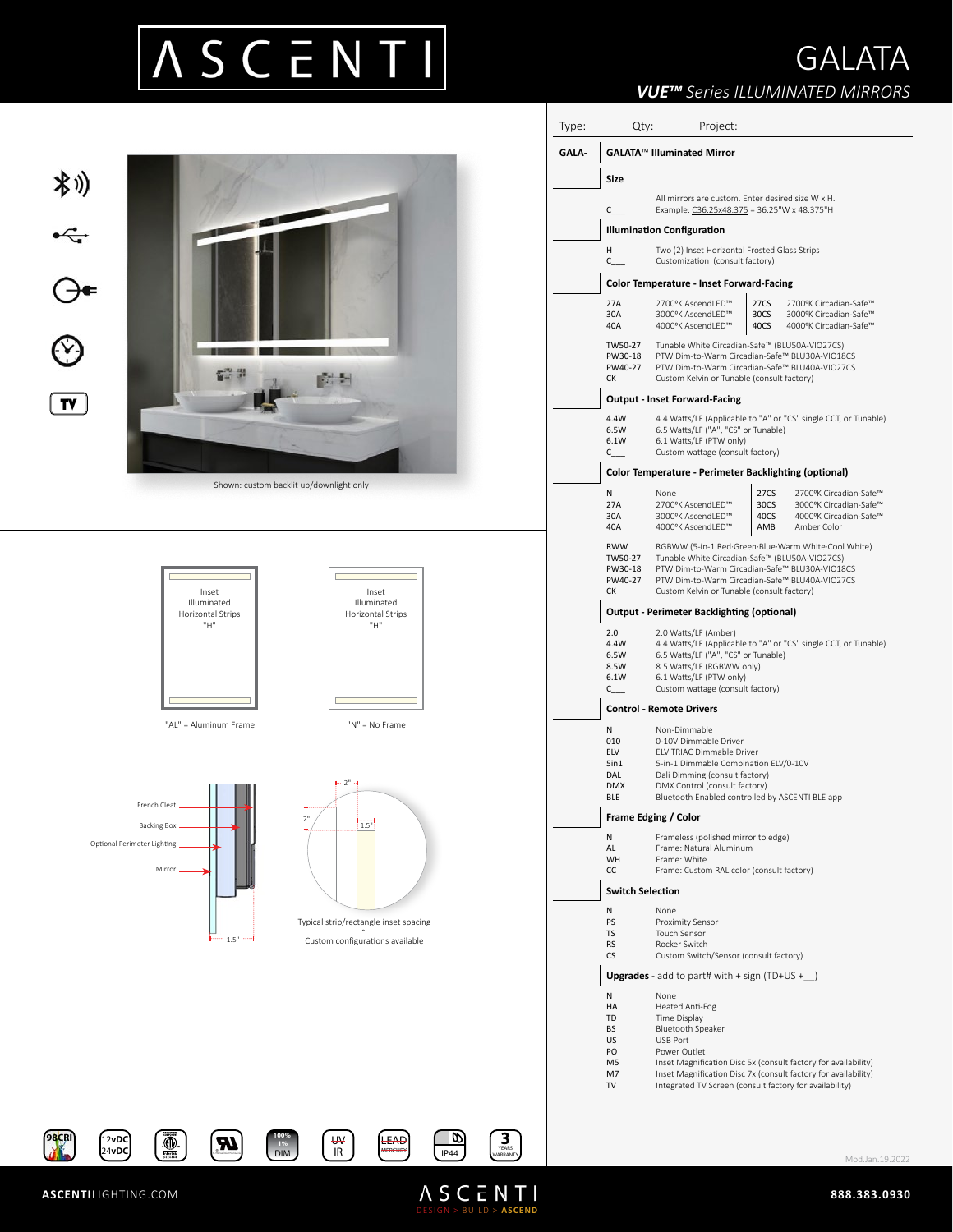# GALATA

## *VUE™ Series ILLUMINATED MIRRORS*

Shown: custom backlit up/downlight only

Inset Illuminated Horizontal Strips "H"

"AL" = Aluminum Frame

Inset Illuminated Horizontal Strips "H"

"N" = No Frame

French Cleat

Backing Box

Optional Perimeter Lighting

Mirror

1.5"

2"

2"

1.5"

Typical strip/rectangle inset spacing

~

Custom configurations available

Type: Qty: Project:

**GALA-** **GALATA™ Illuminated Mirror**

### Size

| | |
|---|---|
| C___ | All mirrors are custom. Enter desired size W x H. Example: C36.25x48.375 = 36.25"W x 48.375"H |

### Illumination Configuration

| | |
|---|---|
| H | Two (2) Inset Horizontal Frosted Glass Strips |
| C___ | Customization (consult factory) |

### Color Temperature - Inset Forward-Facing

| | | | |
|---|---|---|---|
| 27A | 2700ºK AscendLED™ | 27CS | 2700ºK Circadian-Safe™ |
| 30A | 3000ºK AscendLED™ | 30CS | 3000ºK Circadian-Safe™ |
| 40A | 4000ºK AscendLED™ | 40CS | 4000ºK Circadian-Safe™ |

| | |
|---|---|
| TW50-27 | Tunable White Circadian-Safe™ (BLU50A-VIO27CS) |
| PW30-18 | PTW Dim-to-Warm Circadian-Safe™ BLU30A-VIO18CS |
| PW40-27 | PTW Dim-to-Warm Circadian-Safe™ BLU40A-VIO27CS |
| CK | Custom Kelvin or Tunable (consult factory) |

### Output - Inset Forward-Facing

| | |
|---|---|
| 4.4W | 4.4 Watts/LF (Applicable to "A" or "CS" single CCT, or Tunable) |
| 6.5W | 6.5 Watts/LF ("A", "CS" or Tunable) |
| 6.1W | 6.1 Watts/LF (PTW only) |
| C___ | Custom wattage (consult factory) |

### Color Temperature - Perimeter Backlighting (optional)

| | | | |
|---|---|---|---|
| N | None | 27CS | 2700ºK Circadian-Safe™ |
| 27A | 2700ºK AscendLED™ | 30CS | 3000ºK Circadian-Safe™ |
| 30A | 3000ºK AscendLED™ | 40CS | 4000ºK Circadian-Safe™ |
| 40A | 4000ºK AscendLED™ | AMB | Amber Color |

| | |
|---|---|
| RWW | RGBWW (5-in-1 Red·Green·Blue·Warm White·Cool White) |
| TW50-27 | Tunable White Circadian-Safe™ (BLU50A-VIO27CS) |
| PW30-18 | PTW Dim-to-Warm Circadian-Safe™ BLU30A-VIO18CS |
| PW40-27 | PTW Dim-to-Warm Circadian-Safe™ BLU40A-VIO27CS |
| CK | Custom Kelvin or Tunable (consult factory) |

### Output - Perimeter Backlighting (optional)

| | |
|---|---|
| 2.0 | 2.0 Watts/LF (Amber) |
| 4.4W | 4.4 Watts/LF (Applicable to "A" or "CS" single CCT, or Tunable) |
| 6.5W | 6.5 Watts/LF ("A", "CS" or Tunable) |
| 8.5W | 8.5 Watts/LF (RGBWW only) |
| 6.1W | 6.1 Watts/LF (PTW only) |
| C___ | Custom wattage (consult factory) |

### Control - Remote Drivers

| | |
|---|---|
| N | Non-Dimmable |
| 010 | 0-10V Dimmable Driver |
| ELV | ELV TRIAC Dimmable Driver |
| 5in1 | 5-in-1 Dimmable Combination ELV/0-10V |
| DAL | Dali Dimming (consult factory) |
| DMX | DMX Control (consult factory) |
| BLE | Bluetooth Enabled controlled by ASCENTI BLE app |

### Frame Edging / Color

| | |
|---|---|
| N | Frameless (polished mirror to edge) |
| AL | Frame: Natural Aluminum |
| WH | Frame: White |
| CC | Frame: Custom RAL color (consult factory) |

### Switch Selection

| | |
|---|---|
| N | None |
| PS | Proximity Sensor |
| TS | Touch Sensor |
| RS | Rocker Switch |
| CS | Custom Switch/Sensor (consult factory) |

### Upgrades - add to part# with + sign (TD+US +__)

| | |
|---|---|
| N | None |
| HA | Heated Anti-Fog |
| TD | Time Display |
| BS | Bluetooth Speaker |
| US | USB Port |
| PO | Power Outlet |
| M5 | Inset Magnification Disc 5x (consult factory for availability) |
| M7 | Inset Magnification Disc 7x (consult factory for availability) |
| TV | Integrated TV Screen (consult factory for availability) |

98CRI 12vDC 24vDC 100% 1% DIM UV IR LEAD MERCURY IP44 3 YEARS WARRANTY

Mod.Jan.19.2022

ASCENTILIGHTING.COM

ASCENTI DESIGN > BUILD > ASCEND

888.383.0930